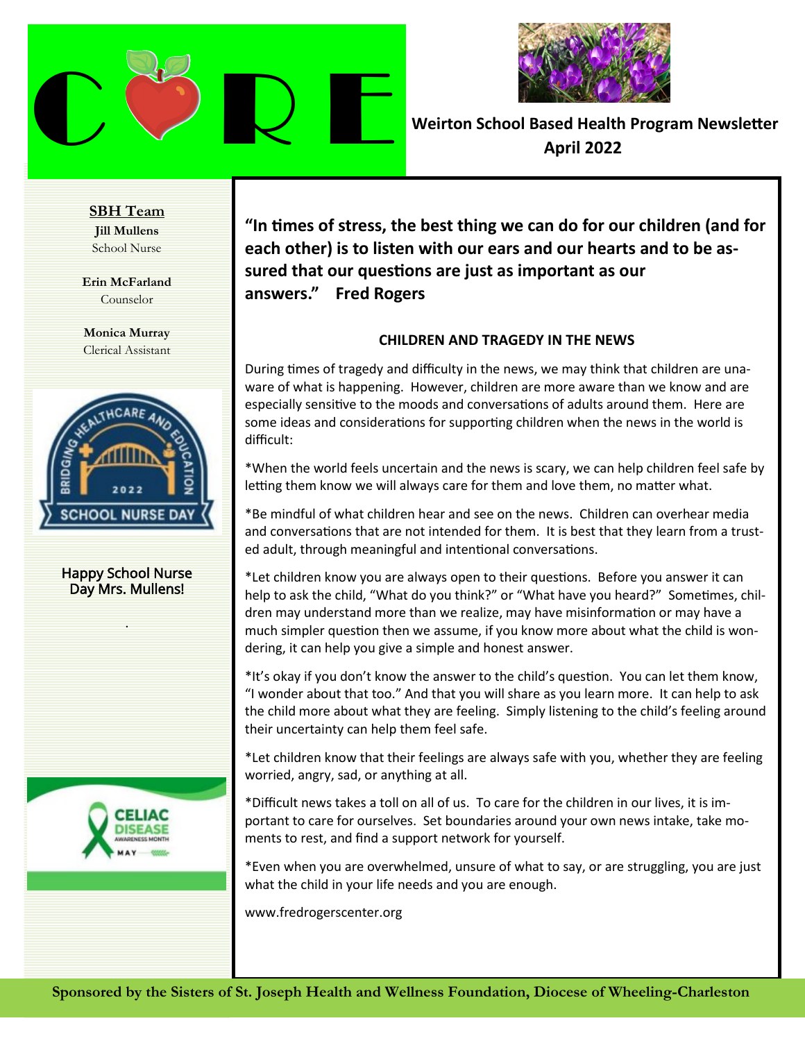# CARE

**Weirton School Based Health Program Newsletter**
**April 2022**

**SBH Team**

**Jill Mullens**
School Nurse

**Erin McFarland**
Counselor

**Monica Murray**
Clerical Assistant

BRIDGING HEALTHCARE AND EDUCATION 2022 SCHOOL NURSE DAY

Happy School Nurse Day Mrs. Mullens!

CELIAC DISEASE AWARENESS MONTH MAY

**"In times of stress, the best thing we can do for our children (and for each other) is to listen with our ears and our hearts and to be assured that our questions are just as important as our answers." Fred Rogers**

### CHILDREN AND TRAGEDY IN THE NEWS

During times of tragedy and difficulty in the news, we may think that children are unaware of what is happening. However, children are more aware than we know and are especially sensitive to the moods and conversations of adults around them. Here are some ideas and considerations for supporting children when the news in the world is difficult:

*When the world feels uncertain and the news is scary, we can help children feel safe by letting them know we will always care for them and love them, no matter what.

*Be mindful of what children hear and see on the news. Children can overhear media and conversations that are not intended for them. It is best that they learn from a trusted adult, through meaningful and intentional conversations.

*Let children know you are always open to their questions. Before you answer it can help to ask the child, "What do you think?" or "What have you heard?" Sometimes, children may understand more than we realize, may have misinformation or may have a much simpler question then we assume, if you know more about what the child is wondering, it can help you give a simple and honest answer.

*It's okay if you don't know the answer to the child's question. You can let them know, "I wonder about that too." And that you will share as you learn more. It can help to ask the child more about what they are feeling. Simply listening to the child's feeling around their uncertainty can help them feel safe.

*Let children know that their feelings are always safe with you, whether they are feeling worried, angry, sad, or anything at all.

*Difficult news takes a toll on all of us. To care for the children in our lives, it is important to care for ourselves. Set boundaries around your own news intake, take moments to rest, and find a support network for yourself.

*Even when you are overwhelmed, unsure of what to say, or are struggling, you are just what the child in your life needs and you are enough.

www.fredrogerscenter.org

**Sponsored by the Sisters of St. Joseph Health and Wellness Foundation, Diocese of Wheeling-Charleston**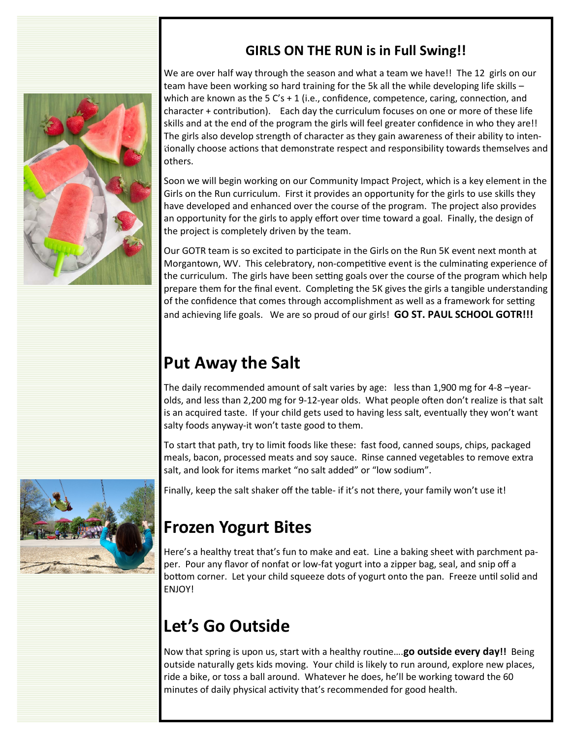## GIRLS ON THE RUN is in Full Swing!!

We are over half way through the season and what a team we have!! The 12 girls on our team have been working so hard training for the 5k all the while developing life skills – which are known as the 5 C's + 1 (i.e., confidence, competence, caring, connection, and character + contribution). Each day the curriculum focuses on one or more of these life skills and at the end of the program the girls will feel greater confidence in who they are!! The girls also develop strength of character as they gain awareness of their ability to intentionally choose actions that demonstrate respect and responsibility towards themselves and others.

Soon we will begin working on our Community Impact Project, which is a key element in the Girls on the Run curriculum. First it provides an opportunity for the girls to use skills they have developed and enhanced over the course of the program. The project also provides an opportunity for the girls to apply effort over time toward a goal. Finally, the design of the project is completely driven by the team.

Our GOTR team is so excited to participate in the Girls on the Run 5K event next month at Morgantown, WV. This celebratory, non-competitive event is the culminating experience of the curriculum. The girls have been setting goals over the course of the program which help prepare them for the final event. Completing the 5K gives the girls a tangible understanding of the confidence that comes through accomplishment as well as a framework for setting and achieving life goals. We are so proud of our girls! **GO ST. PAUL SCHOOL GOTR!!!**

# Put Away the Salt

The daily recommended amount of salt varies by age: less than 1,900 mg for 4-8 –year-olds, and less than 2,200 mg for 9-12-year olds. What people often don't realize is that salt is an acquired taste. If your child gets used to having less salt, eventually they won't want salty foods anyway-it won't taste good to them.

To start that path, try to limit foods like these: fast food, canned soups, chips, packaged meals, bacon, processed meats and soy sauce. Rinse canned vegetables to remove extra salt, and look for items market "no salt added" or "low sodium".

Finally, keep the salt shaker off the table- if it's not there, your family won't use it!

# Frozen Yogurt Bites

Here's a healthy treat that's fun to make and eat. Line a baking sheet with parchment paper. Pour any flavor of nonfat or low-fat yogurt into a zipper bag, seal, and snip off a bottom corner. Let your child squeeze dots of yogurt onto the pan. Freeze until solid and ENJOY!

# Let's Go Outside

Now that spring is upon us, start with a healthy routine….**go outside every day!!** Being outside naturally gets kids moving. Your child is likely to run around, explore new places, ride a bike, or toss a ball around. Whatever he does, he'll be working toward the 60 minutes of daily physical activity that's recommended for good health.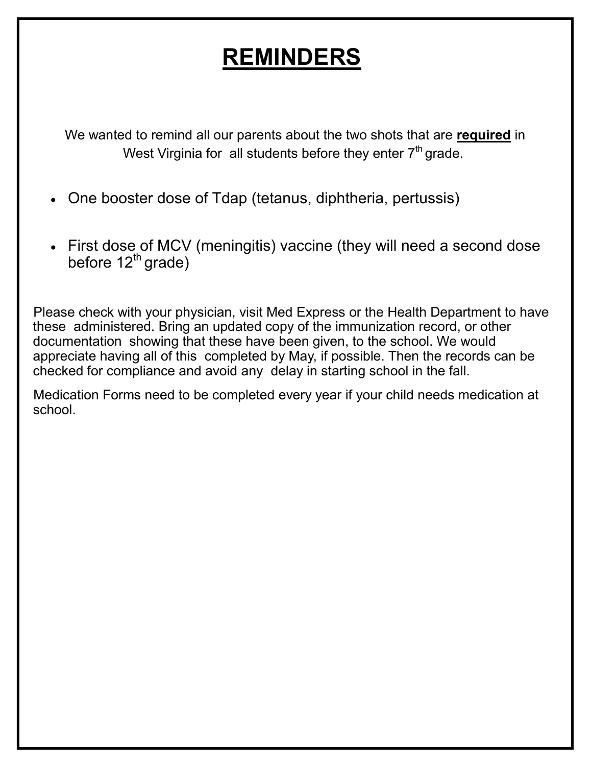# REMINDERS

We wanted to remind all our parents about the two shots that are **required** in West Virginia for all students before they enter 7th grade.

- One booster dose of Tdap (tetanus, diphtheria, pertussis)
- First dose of MCV (meningitis) vaccine (they will need a second dose before 12th grade)

Please check with your physician, visit Med Express or the Health Department to have these administered. Bring an updated copy of the immunization record, or other documentation showing that these have been given, to the school. We would appreciate having all of this completed by May, if possible. Then the records can be checked for compliance and avoid any delay in starting school in the fall.

Medication Forms need to be completed every year if your child needs medication at school.